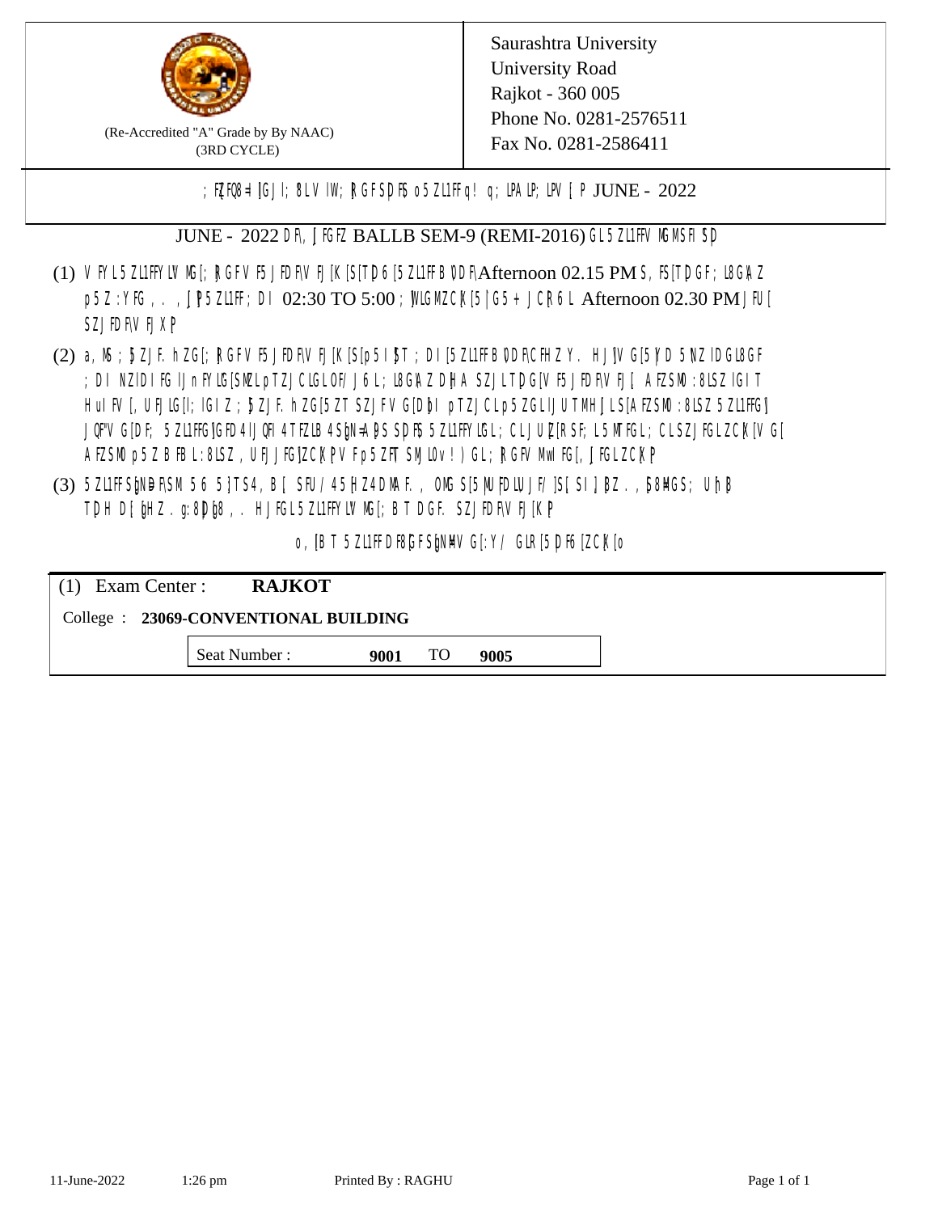Saurashtra University
University Road
Rajkot - 360 005
Phone No. 0281-2576511
Fax No. 0281-2586411

(Re-Accredited "A" Grade by By NAAC)
(3RD CYCLE)

; F}FQ8=I[GJI; 8LV IW; RGFSDF5 o5ZL1FFq! q; LPALP; LPV [P JUNE - 2022

JUNE - 2022 DF\ ∫FGFZ BALLB SEM-9 (REMI-2016) GL5ZL1FFV MGMSFI SD

(1) VFYL5ZL1FFYLV MG[; RGFV F5JFDF\V FJ[K[S[TD6[5ZL1FFB\DDF\Afternoon 02.15 PM S, FS[TDGF; L8G\AZ p5Z:YFG,., ∫P5ZL1FF; DI 02:30 TO 5:00 ; PLGMZCK[5|G5+JCR6L Afternoon 02.30 PM JFU[ SZJFDF\V FJXP

(2) a,M; ]ZJF. hZG[; RGFV F5JFDF\V FJ[K[S[p5I]T; DI[5ZL1FFB\DDF\CFHZY. HJ]V G[5YD 5NZlDGL8GF ; DI NZlDIFG lJnFYLG[SMZL pTZJCLGLOF/J6L; L8G\AZ DHA SZJLTD\G[V F5JFDF\VFJ[ AFZSM0:8LSZ lGIT HuIFV[, UFJLG[l; lGIZ; ]ZJF. hZG[5ZT SZJFV G[D\]I pTZJCLp5ZGLIJUTMH∫LS[AFZSM0:8LSZ 5ZL1FFG] JQFV G[DF; 5ZL1FFG]GFD4IJQFI4TFZLB4S\]N=A\]S SDF\5 5ZL1FFYLGL; CLJUZ[RSF; L5MTFGL; CLSZJFGLZCK[V G[ AFZSM0p5ZBFBL:8LSZ, UFJJFG]ZCK[PV Fp5ZFT SMlLv!)GL; RGFV MwIFG[, ∫FGLZCK[P

(3) 5ZL1FFS\]N=DF\SM56 5]TS4, B[ SFU/45|HZ4DMAF., OMG S[5MUFDLUJF/]S[ SI]J]BZ., ]8MGS; U\hB TDH D[\]HZ. g:8D\]8,. HJFGL5ZL1FFYLV MG[; BT DGF. SZJFDF\V FJ[K[P

o, [BT 5ZL1FFDF8[GFS\]NMV G[:Y/ GLR[5DF6[ZCK[o

| (1) Exam Center : **RAJKOT** | | |
|---|---|---|
| College : **23069-CONVENTIONAL BUILDING** | | |
| Seat Number : | **9001** TO | **9005** |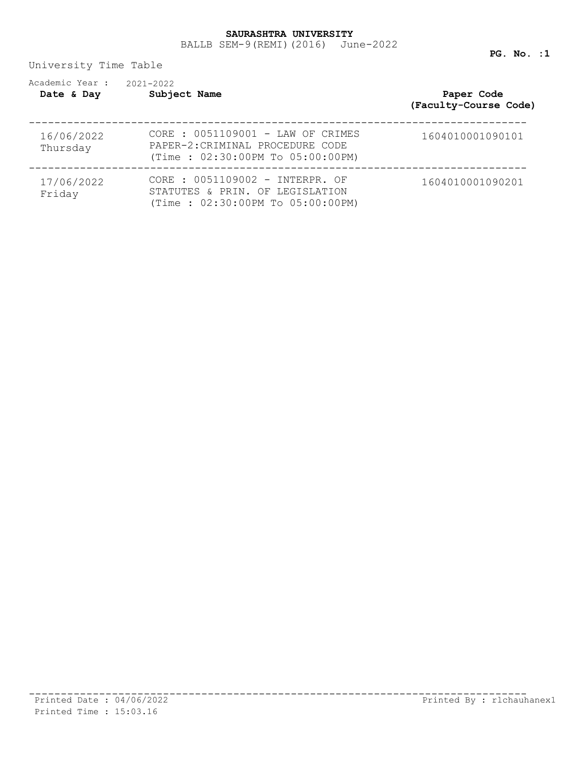**SAURASHTRA UNIVERSITY**

BALLB SEM-9(REMI)(2016) June-2022

University Time Table

Academic Year : 2021-2022

| Date & Day | Subject Name | Paper Code (Faculty-Course Code) |
|---|---|---|
| 16/06/2022 Thursday | CORE : 0051109001 - LAW OF CRIMES PAPER-2:CRIMINAL PROCEDURE CODE (Time : 02:30:00PM To 05:00:00PM) | 1604010001090101 |
| 17/06/2022 Friday | CORE : 0051109002 - INTERPR. OF STATUTES & PRIN. OF LEGISLATION (Time : 02:30:00PM To 05:00:00PM) | 1604010001090201 |

Printed Date : 04/06/2022 Printed By : rlchauhanex1

Printed Time : 15:03.16